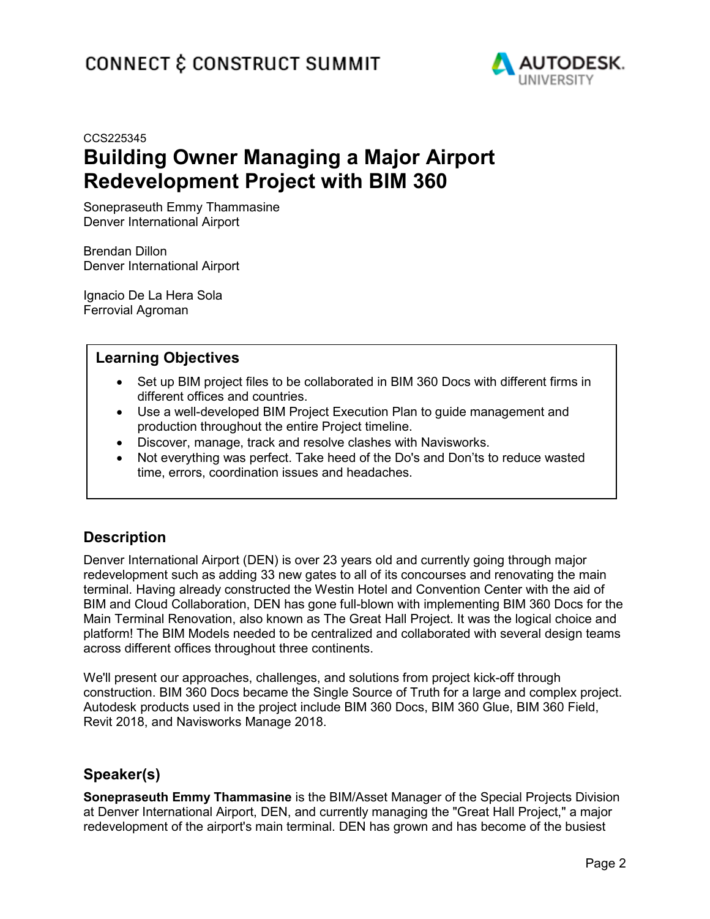CCS225345

# Building Owner Managing a Major Airport Redevelopment Project with BIM 360

Sonepraseuth Emmy Thammasine
Denver International Airport

Brendan Dillon
Denver International Airport

Ignacio De La Hera Sola
Ferrovial Agroman

## Learning Objectives

- Set up BIM project files to be collaborated in BIM 360 Docs with different firms in different offices and countries.
- Use a well-developed BIM Project Execution Plan to guide management and production throughout the entire Project timeline.
- Discover, manage, track and resolve clashes with Navisworks.
- Not everything was perfect. Take heed of the Do's and Don'ts to reduce wasted time, errors, coordination issues and headaches.

## Description

Denver International Airport (DEN) is over 23 years old and currently going through major redevelopment such as adding 33 new gates to all of its concourses and renovating the main terminal. Having already constructed the Westin Hotel and Convention Center with the aid of BIM and Cloud Collaboration, DEN has gone full-blown with implementing BIM 360 Docs for the Main Terminal Renovation, also known as The Great Hall Project. It was the logical choice and platform! The BIM Models needed to be centralized and collaborated with several design teams across different offices throughout three continents.

We'll present our approaches, challenges, and solutions from project kick-off through construction. BIM 360 Docs became the Single Source of Truth for a large and complex project. Autodesk products used in the project include BIM 360 Docs, BIM 360 Glue, BIM 360 Field, Revit 2018, and Navisworks Manage 2018.

## Speaker(s)

**Sonepraseuth Emmy Thammasine** is the BIM/Asset Manager of the Special Projects Division at Denver International Airport, DEN, and currently managing the "Great Hall Project," a major redevelopment of the airport's main terminal. DEN has grown and has become of the busiest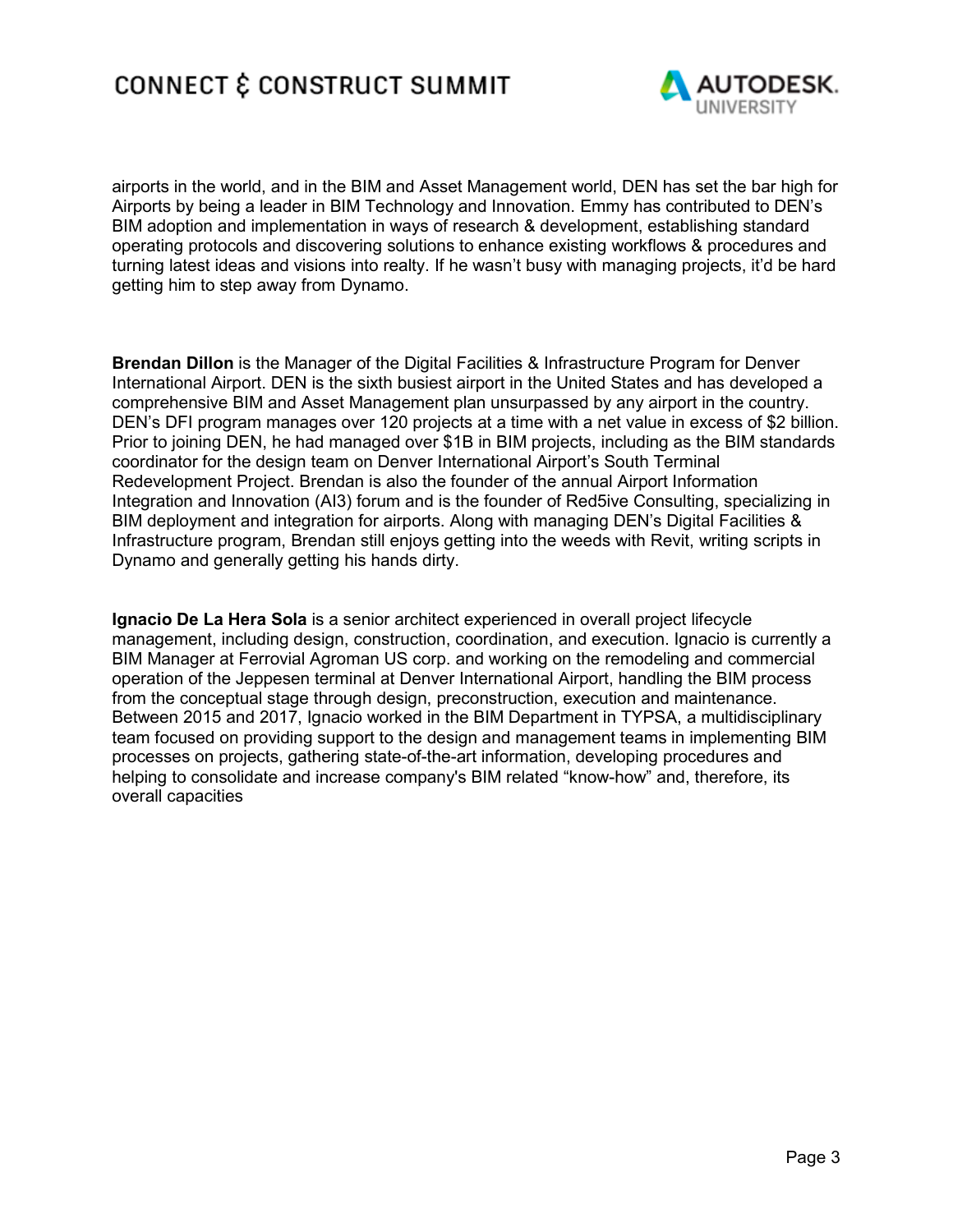airports in the world, and in the BIM and Asset Management world, DEN has set the bar high for Airports by being a leader in BIM Technology and Innovation. Emmy has contributed to DEN's BIM adoption and implementation in ways of research & development, establishing standard operating protocols and discovering solutions to enhance existing workflows & procedures and turning latest ideas and visions into realty. If he wasn't busy with managing projects, it'd be hard getting him to step away from Dynamo.

**Brendan Dillon** is the Manager of the Digital Facilities & Infrastructure Program for Denver International Airport. DEN is the sixth busiest airport in the United States and has developed a comprehensive BIM and Asset Management plan unsurpassed by any airport in the country. DEN's DFI program manages over 120 projects at a time with a net value in excess of $2 billion. Prior to joining DEN, he had managed over $1B in BIM projects, including as the BIM standards coordinator for the design team on Denver International Airport's South Terminal Redevelopment Project. Brendan is also the founder of the annual Airport Information Integration and Innovation (AI3) forum and is the founder of Red5ive Consulting, specializing in BIM deployment and integration for airports. Along with managing DEN's Digital Facilities & Infrastructure program, Brendan still enjoys getting into the weeds with Revit, writing scripts in Dynamo and generally getting his hands dirty.

**Ignacio De La Hera Sola** is a senior architect experienced in overall project lifecycle management, including design, construction, coordination, and execution. Ignacio is currently a BIM Manager at Ferrovial Agroman US corp. and working on the remodeling and commercial operation of the Jeppesen terminal at Denver International Airport, handling the BIM process from the conceptual stage through design, preconstruction, execution and maintenance. Between 2015 and 2017, Ignacio worked in the BIM Department in TYPSA, a multidisciplinary team focused on providing support to the design and management teams in implementing BIM processes on projects, gathering state-of-the-art information, developing procedures and helping to consolidate and increase company's BIM related "know-how" and, therefore, its overall capacities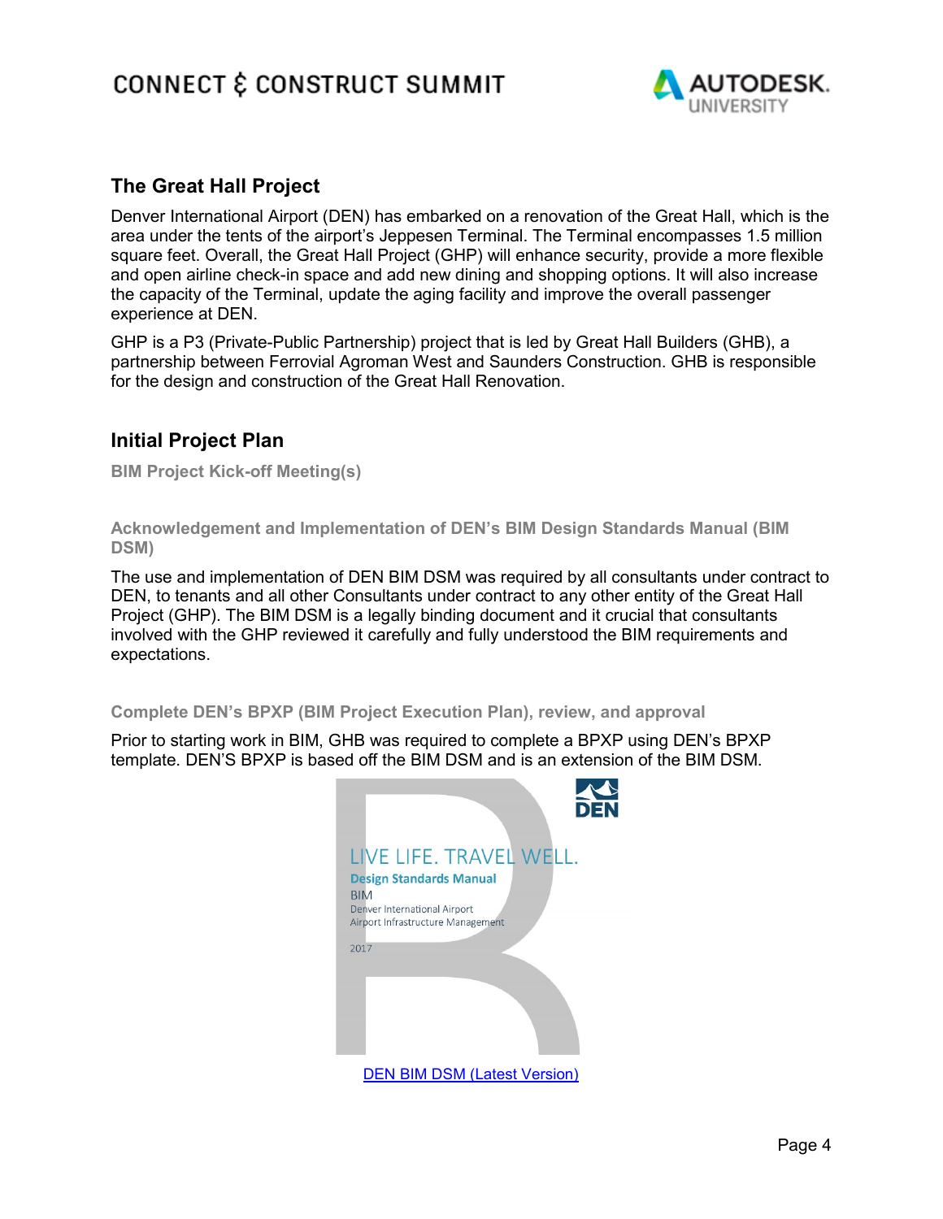## The Great Hall Project

Denver International Airport (DEN) has embarked on a renovation of the Great Hall, which is the area under the tents of the airport's Jeppesen Terminal. The Terminal encompasses 1.5 million square feet. Overall, the Great Hall Project (GHP) will enhance security, provide a more flexible and open airline check-in space and add new dining and shopping options. It will also increase the capacity of the Terminal, update the aging facility and improve the overall passenger experience at DEN.

GHP is a P3 (Private-Public Partnership) project that is led by Great Hall Builders (GHB), a partnership between Ferrovial Agroman West and Saunders Construction. GHB is responsible for the design and construction of the Great Hall Renovation.

## Initial Project Plan

### BIM Project Kick-off Meeting(s)

### Acknowledgement and Implementation of DEN's BIM Design Standards Manual (BIM DSM)

The use and implementation of DEN BIM DSM was required by all consultants under contract to DEN, to tenants and all other Consultants under contract to any other entity of the Great Hall Project (GHP). The BIM DSM is a legally binding document and it crucial that consultants involved with the GHP reviewed it carefully and fully understood the BIM requirements and expectations.

### Complete DEN's BPXP (BIM Project Execution Plan), review, and approval

Prior to starting work in BIM, GHB was required to complete a BPXP using DEN's BPXP template. DEN'S BPXP is based off the BIM DSM and is an extension of the BIM DSM.

DEN

LIVE LIFE. TRAVEL WELL.

Design Standards Manual

BIM

Denver International Airport

Airport Infrastructure Management

2017

DEN BIM DSM (Latest Version)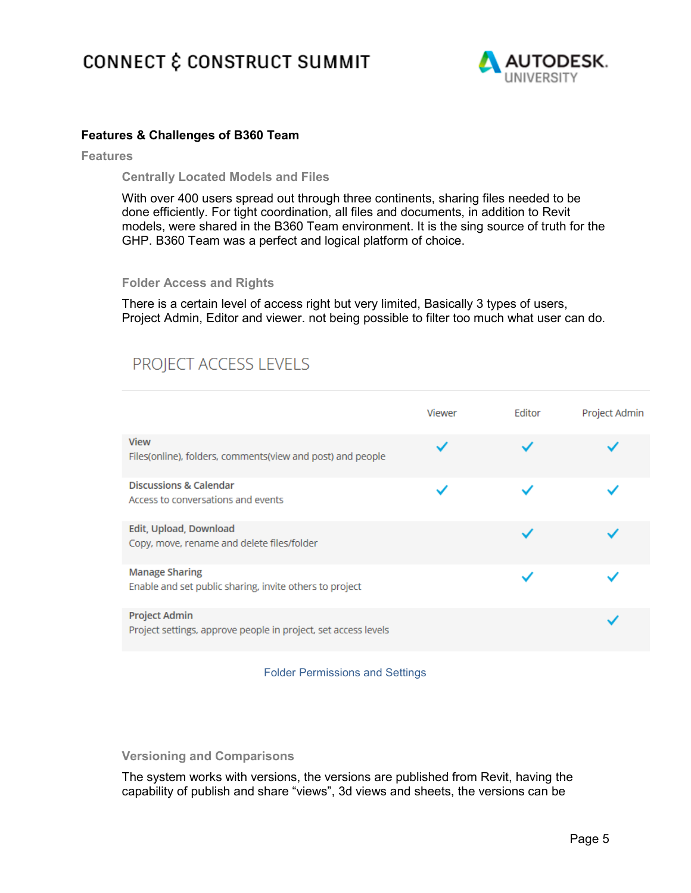## Features & Challenges of B360 Team

### Features

#### Centrally Located Models and Files

With over 400 users spread out through three continents, sharing files needed to be done efficiently. For tight coordination, all files and documents, in addition to Revit models, were shared in the B360 Team environment. It is the sing source of truth for the GHP. B360 Team was a perfect and logical platform of choice.

#### Folder Access and Rights

There is a certain level of access right but very limited, Basically 3 types of users, Project Admin, Editor and viewer. not being possible to filter too much what user can do.

PROJECT ACCESS LEVELS

| | Viewer | Editor | Project Admin |
|---|---|---|---|
| **View**<br>Files(online), folders, comments(view and post) and people | ✓ | ✓ | ✓ |
| **Discussions & Calendar**<br>Access to conversations and events | ✓ | ✓ | ✓ |
| **Edit, Upload, Download**<br>Copy, move, rename and delete files/folder | | ✓ | ✓ |
| **Manage Sharing**<br>Enable and set public sharing, invite others to project | | ✓ | ✓ |
| **Project Admin**<br>Project settings, approve people in project, set access levels | | | ✓ |

Folder Permissions and Settings

#### Versioning and Comparisons

The system works with versions, the versions are published from Revit, having the capability of publish and share "views", 3d views and sheets, the versions can be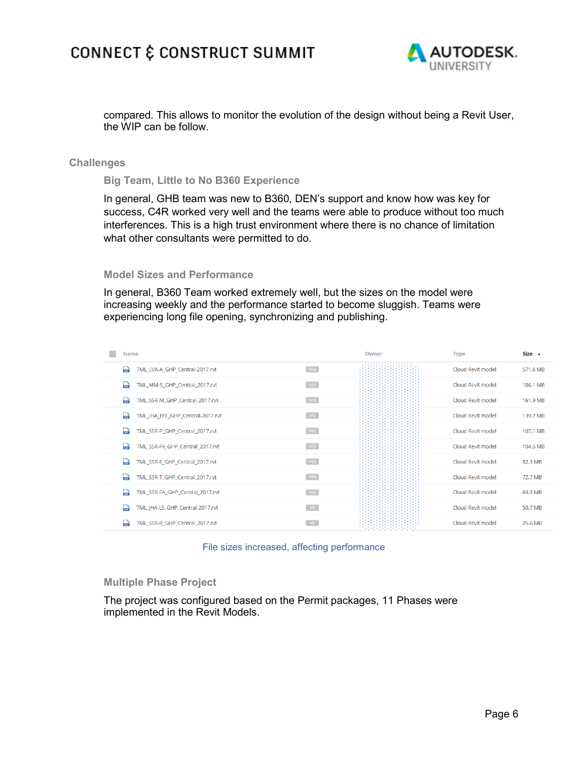compared. This allows to monitor the evolution of the design without being a Revit User, the WIP can be follow.

## Challenges

### Big Team, Little to No B360 Experience

In general, GHB team was new to B360, DEN's support and know how was key for success, C4R worked very well and the teams were able to produce without too much interferences. This is a high trust environment where there is no chance of limitation what other consultants were permitted to do.

### Model Sizes and Performance

In general, B360 Team worked extremely well, but the sizes on the model were increasing weekly and the performance started to become sluggish. Teams were experiencing long file opening, synchronizing and publishing.

| Name | | Owner | Type | Size |
|---|---|---|---|---|
| TML_LVA-A_GHP_Central-2017.rvt | V34 | | Cloud Revit model | 571.6 MB |
| TML_MM-S_GHP_Central_2017.rvt | V37 | | Cloud Revit model | 186.1 MB |
| TML_SSR-M_GHP_Central_2017.rvt | V43 | | Cloud Revit model | 161.9 MB |
| TML_IHA_FFE_GHP_Central-2017.rvt | V3 | | Cloud Revit model | 139.7 MB |
| TML_SSR-P_GHP_Central_2017.rvt | V42 | | Cloud Revit model | 107.1 MB |
| TML_SSR-FX_GHP_Central_2017.rvt | V32 | | Cloud Revit model | 104.5 MB |
| TML_SSR-E_GHP_Central_2017.rvt | V33 | | Cloud Revit model | 82.3 MB |
| TML_SSR-T_GHP_Central_2017.rvt | V30 | | Cloud Revit model | 72.7 MB |
| TML_SSR-FA_GHP_Central_2017.rvt | V36 | | Cloud Revit model | 69.3 MB |
| TML_JHA-LS_GHP_Central-2017.rvt | V9 | | Cloud Revit model | 50.7 MB |
| TML_SSR-R_GHP_Central_2017.rvt | V8 | | Cloud Revit model | 25.6 MB |

File sizes increased, affecting performance

### Multiple Phase Project

The project was configured based on the Permit packages, 11 Phases were implemented in the Revit Models.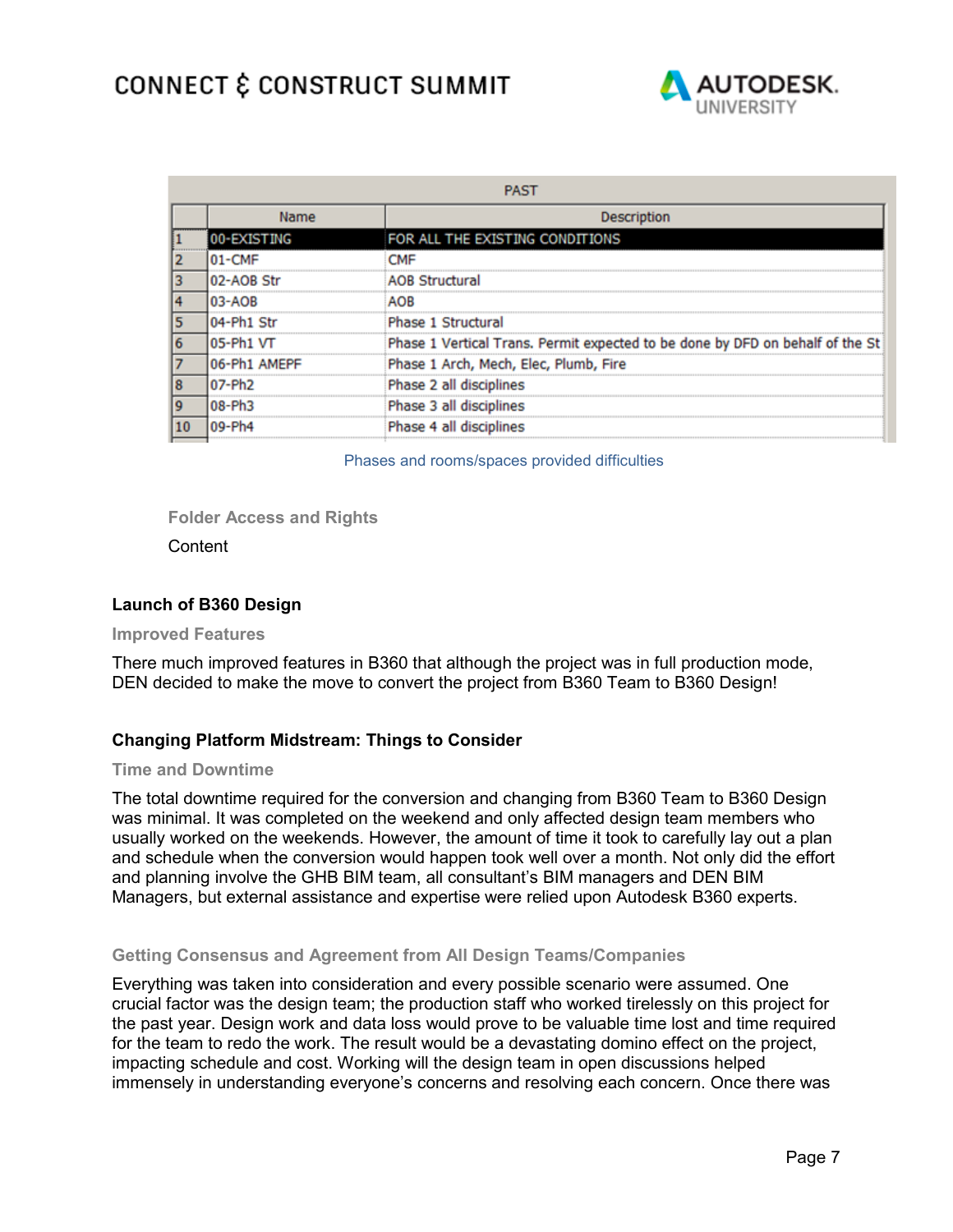| PAST | | |
|---|---|---|
| | Name | Description |
| 1 | 00-EXISTING | FOR ALL THE EXISTING CONDITIONS |
| 2 | 01-CMF | CMF |
| 3 | 02-AOB Str | AOB Structural |
| 4 | 03-AOB | AOB |
| 5 | 04-Ph1 Str | Phase 1 Structural |
| 6 | 05-Ph1 VT | Phase 1 Vertical Trans. Permit expected to be done by DFD on behalf of the St |
| 7 | 06-Ph1 AMEPF | Phase 1 Arch, Mech, Elec, Plumb, Fire |
| 8 | 07-Ph2 | Phase 2 all disciplines |
| 9 | 08-Ph3 | Phase 3 all disciplines |
| 10 | 09-Ph4 | Phase 4 all disciplines |

Phases and rooms/spaces provided difficulties

#### Folder Access and Rights

Content

## Launch of B360 Design

#### Improved Features

There much improved features in B360 that although the project was in full production mode, DEN decided to make the move to convert the project from B360 Team to B360 Design!

## Changing Platform Midstream: Things to Consider

#### Time and Downtime

The total downtime required for the conversion and changing from B360 Team to B360 Design was minimal. It was completed on the weekend and only affected design team members who usually worked on the weekends. However, the amount of time it took to carefully lay out a plan and schedule when the conversion would happen took well over a month. Not only did the effort and planning involve the GHB BIM team, all consultant's BIM managers and DEN BIM Managers, but external assistance and expertise were relied upon Autodesk B360 experts.

#### Getting Consensus and Agreement from All Design Teams/Companies

Everything was taken into consideration and every possible scenario were assumed. One crucial factor was the design team; the production staff who worked tirelessly on this project for the past year. Design work and data loss would prove to be valuable time lost and time required for the team to redo the work. The result would be a devastating domino effect on the project, impacting schedule and cost. Working will the design team in open discussions helped immensely in understanding everyone's concerns and resolving each concern. Once there was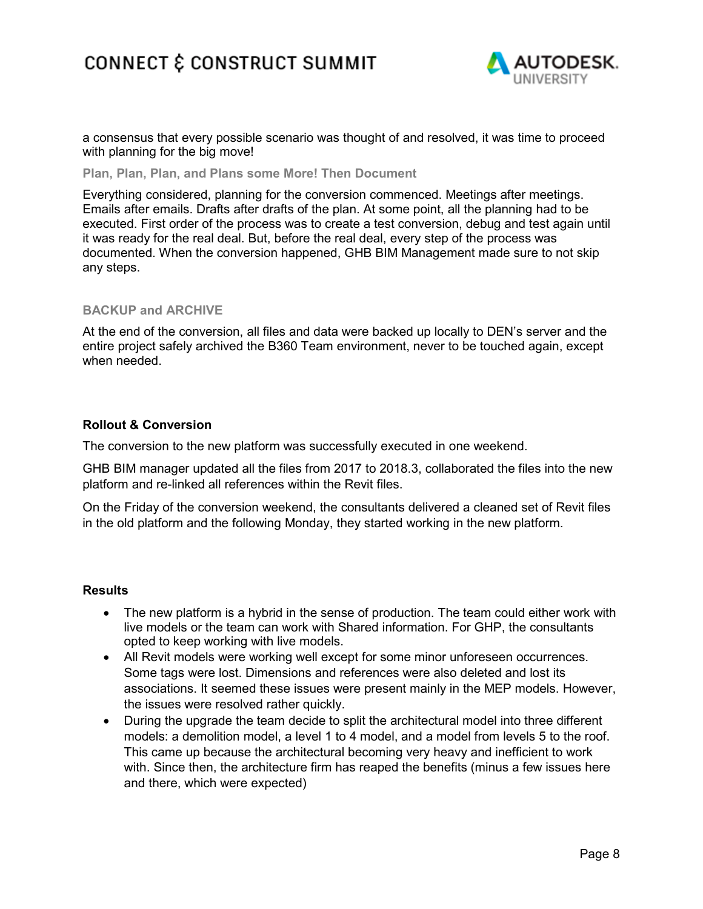a consensus that every possible scenario was thought of and resolved, it was time to proceed with planning for the big move!

### Plan, Plan, Plan, and Plans some More! Then Document

Everything considered, planning for the conversion commenced. Meetings after meetings. Emails after emails. Drafts after drafts of the plan. At some point, all the planning had to be executed. First order of the process was to create a test conversion, debug and test again until it was ready for the real deal. But, before the real deal, every step of the process was documented. When the conversion happened, GHB BIM Management made sure to not skip any steps.

### BACKUP and ARCHIVE

At the end of the conversion, all files and data were backed up locally to DEN's server and the entire project safely archived the B360 Team environment, never to be touched again, except when needed.

## Rollout & Conversion

The conversion to the new platform was successfully executed in one weekend.

GHB BIM manager updated all the files from 2017 to 2018.3, collaborated the files into the new platform and re-linked all references within the Revit files.

On the Friday of the conversion weekend, the consultants delivered a cleaned set of Revit files in the old platform and the following Monday, they started working in the new platform.

## Results

- The new platform is a hybrid in the sense of production. The team could either work with live models or the team can work with Shared information. For GHP, the consultants opted to keep working with live models.
- All Revit models were working well except for some minor unforeseen occurrences. Some tags were lost. Dimensions and references were also deleted and lost its associations. It seemed these issues were present mainly in the MEP models. However, the issues were resolved rather quickly.
- During the upgrade the team decide to split the architectural model into three different models: a demolition model, a level 1 to 4 model, and a model from levels 5 to the roof. This came up because the architectural becoming very heavy and inefficient to work with. Since then, the architecture firm has reaped the benefits (minus a few issues here and there, which were expected)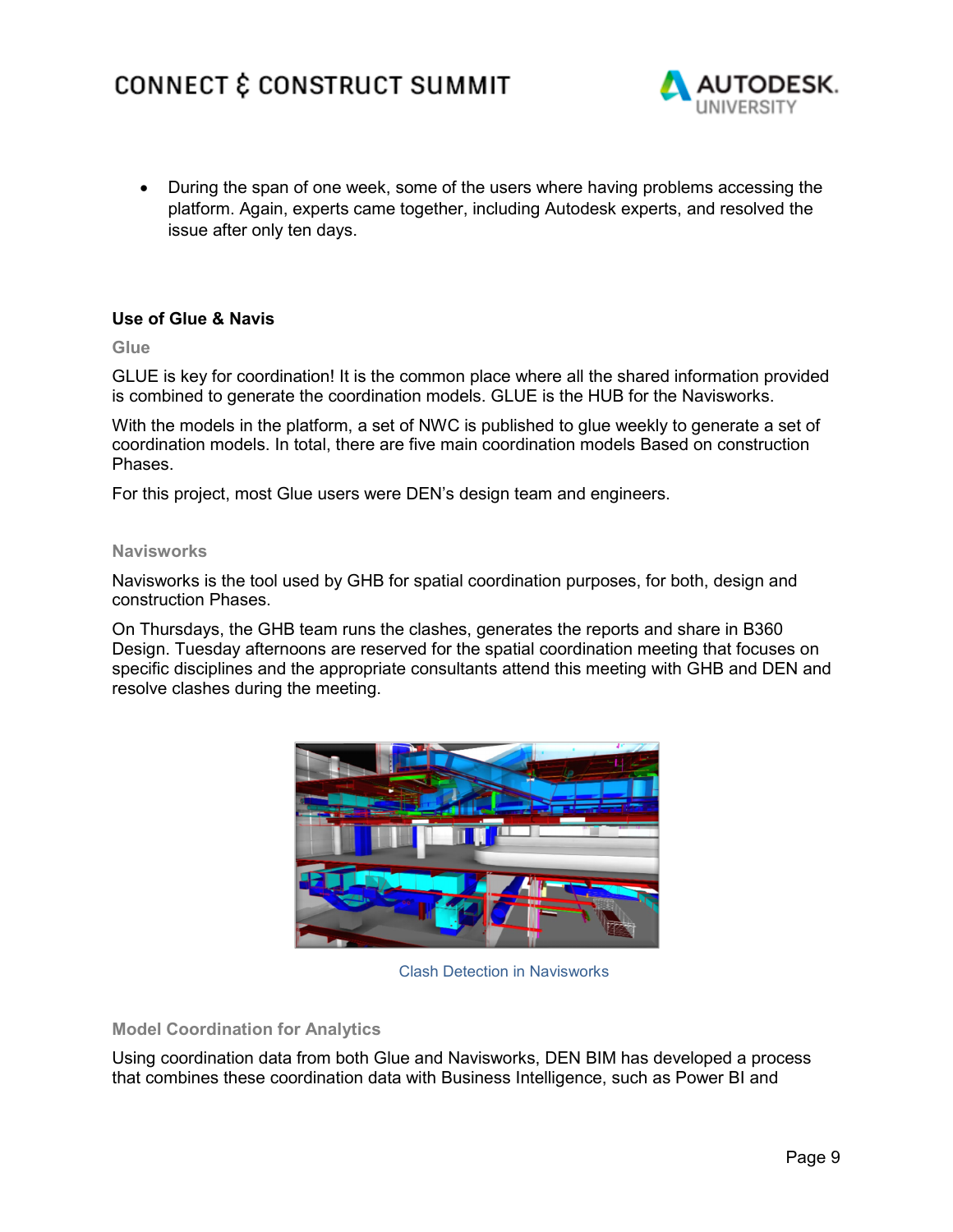- During the span of one week, some of the users where having problems accessing the platform. Again, experts came together, including Autodesk experts, and resolved the issue after only ten days.

### Use of Glue & Navis

#### Glue

GLUE is key for coordination! It is the common place where all the shared information provided is combined to generate the coordination models. GLUE is the HUB for the Navisworks.

With the models in the platform, a set of NWC is published to glue weekly to generate a set of coordination models. In total, there are five main coordination models Based on construction Phases.

For this project, most Glue users were DEN's design team and engineers.

#### Navisworks

Navisworks is the tool used by GHB for spatial coordination purposes, for both, design and construction Phases.

On Thursdays, the GHB team runs the clashes, generates the reports and share in B360 Design. Tuesday afternoons are reserved for the spatial coordination meeting that focuses on specific disciplines and the appropriate consultants attend this meeting with GHB and DEN and resolve clashes during the meeting.

Clash Detection in Navisworks

#### Model Coordination for Analytics

Using coordination data from both Glue and Navisworks, DEN BIM has developed a process that combines these coordination data with Business Intelligence, such as Power BI and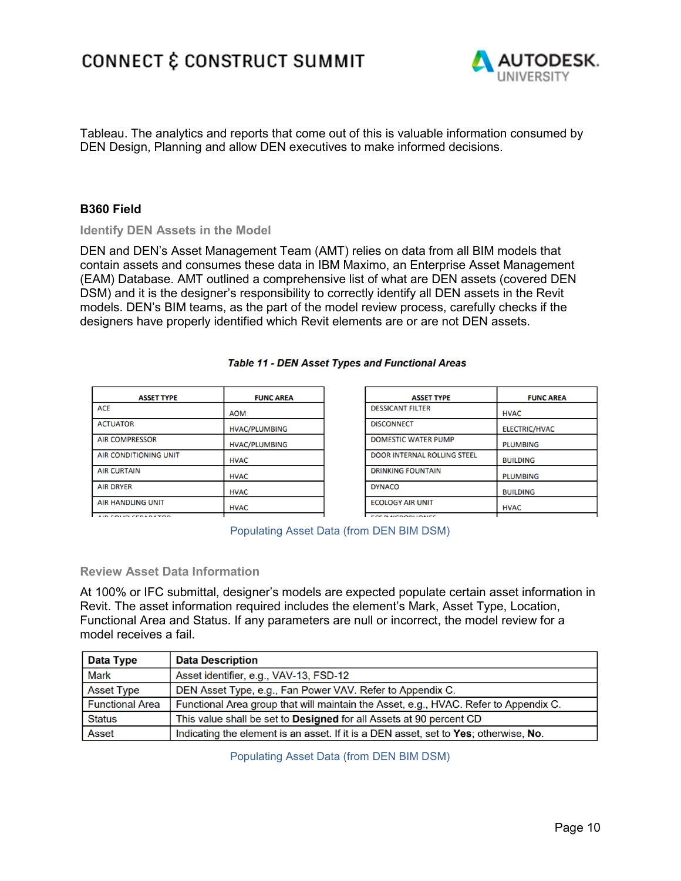Tableau. The analytics and reports that come out of this is valuable information consumed by DEN Design, Planning and allow DEN executives to make informed decisions.

## B360 Field

### Identify DEN Assets in the Model

DEN and DEN's Asset Management Team (AMT) relies on data from all BIM models that contain assets and consumes these data in IBM Maximo, an Enterprise Asset Management (EAM) Database. AMT outlined a comprehensive list of what are DEN assets (covered DEN DSM) and it is the designer's responsibility to correctly identify all DEN assets in the Revit models. DEN's BIM teams, as the part of the model review process, carefully checks if the designers have properly identified which Revit elements are or are not DEN assets.

***Table 11 - DEN Asset Types and Functional Areas***

| ASSET TYPE | FUNC AREA |
|---|---|
| ACE | AOM |
| ACTUATOR | HVAC/PLUMBING |
| AIR COMPRESSOR | HVAC/PLUMBING |
| AIR CONDITIONING UNIT | HVAC |
| AIR CURTAIN | HVAC |
| AIR DRYER | HVAC |
| AIR HANDLING UNIT | HVAC |

| ASSET TYPE | FUNC AREA |
|---|---|
| DESSICANT FILTER | HVAC |
| DISCONNECT | ELECTRIC/HVAC |
| DOMESTIC WATER PUMP | PLUMBING |
| DOOR INTERNAL ROLLING STEEL | BUILDING |
| DRINKING FOUNTAIN | PLUMBING |
| DYNACO | BUILDING |
| ECOLOGY AIR UNIT | HVAC |

Populating Asset Data (from DEN BIM DSM)

### Review Asset Data Information

At 100% or IFC submittal, designer's models are expected populate certain asset information in Revit. The asset information required includes the element's Mark, Asset Type, Location, Functional Area and Status. If any parameters are null or incorrect, the model review for a model receives a fail.

| Data Type | Data Description |
|---|---|
| Mark | Asset identifier, e.g., VAV-13, FSD-12 |
| Asset Type | DEN Asset Type, e.g., Fan Power VAV. Refer to Appendix C. |
| Functional Area | Functional Area group that will maintain the Asset, e.g., HVAC. Refer to Appendix C. |
| Status | This value shall be set to **Designed** for all Assets at 90 percent CD |
| Asset | Indicating the element is an asset. If it is a DEN asset, set to **Yes**; otherwise, **No**. |

Populating Asset Data (from DEN BIM DSM)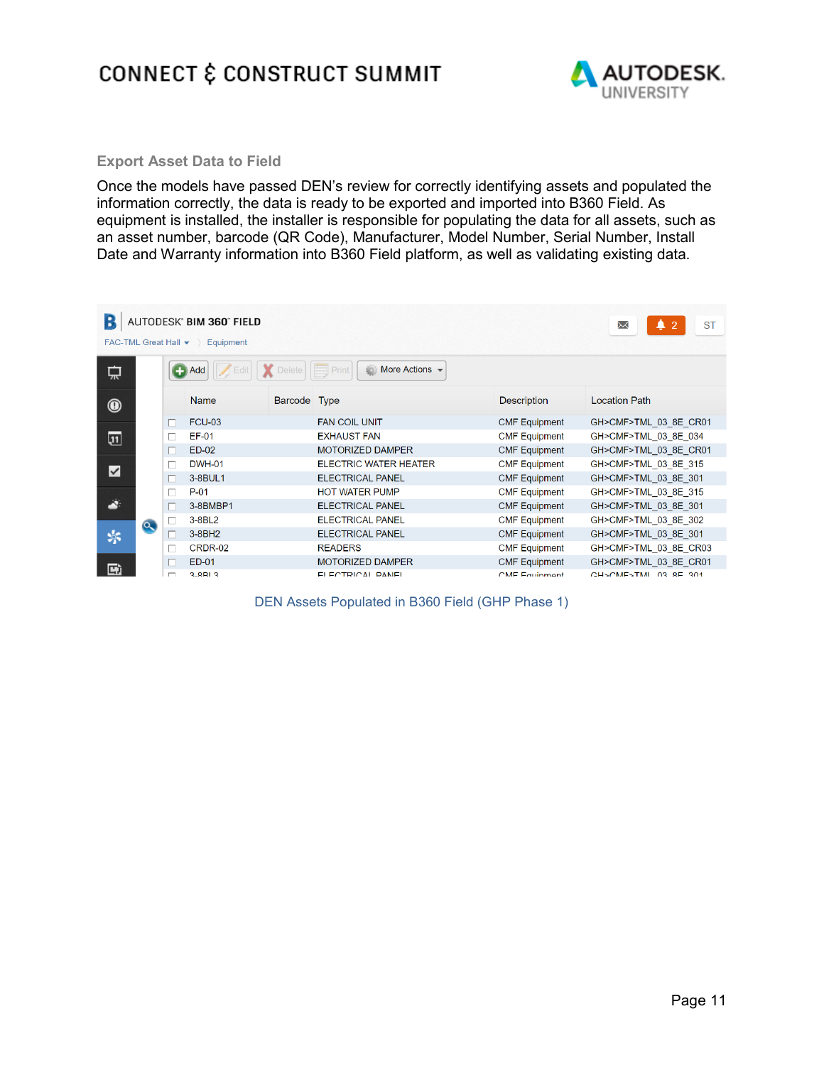### Export Asset Data to Field

Once the models have passed DEN's review for correctly identifying assets and populated the information correctly, the data is ready to be exported and imported into B360 Field. As equipment is installed, the installer is responsible for populating the data for all assets, such as an asset number, barcode (QR Code), Manufacturer, Model Number, Serial Number, Install Date and Warranty information into B360 Field platform, as well as validating existing data.

| Name | Barcode | Type | Description | Location Path |
|---|---|---|---|---|
| FCU-03 | | FAN COIL UNIT | CMF Equipment | GH>CMF>TML_03_8E_CR01 |
| EF-01 | | EXHAUST FAN | CMF Equipment | GH>CMF>TML_03_8E_034 |
| ED-02 | | MOTORIZED DAMPER | CMF Equipment | GH>CMF>TML_03_8E_CR01 |
| DWH-01 | | ELECTRIC WATER HEATER | CMF Equipment | GH>CMF>TML_03_8E_315 |
| 3-8BUL1 | | ELECTRICAL PANEL | CMF Equipment | GH>CMF>TML_03_8E_301 |
| P-01 | | HOT WATER PUMP | CMF Equipment | GH>CMF>TML_03_8E_315 |
| 3-8BMBP1 | | ELECTRICAL PANEL | CMF Equipment | GH>CMF>TML_03_8E_301 |
| 3-8BL2 | | ELECTRICAL PANEL | CMF Equipment | GH>CMF>TML_03_8E_302 |
| 3-8BH2 | | ELECTRICAL PANEL | CMF Equipment | GH>CMF>TML_03_8E_301 |
| CRDR-02 | | READERS | CMF Equipment | GH>CMF>TML_03_8E_CR03 |
| ED-01 | | MOTORIZED DAMPER | CMF Equipment | GH>CMF>TML_03_8E_CR01 |
| 3-8BL3 | | ELECTRICAL PANEL | CMF Equipment | GH>CMF>TML_03_8E_301 |

DEN Assets Populated in B360 Field (GHP Phase 1)